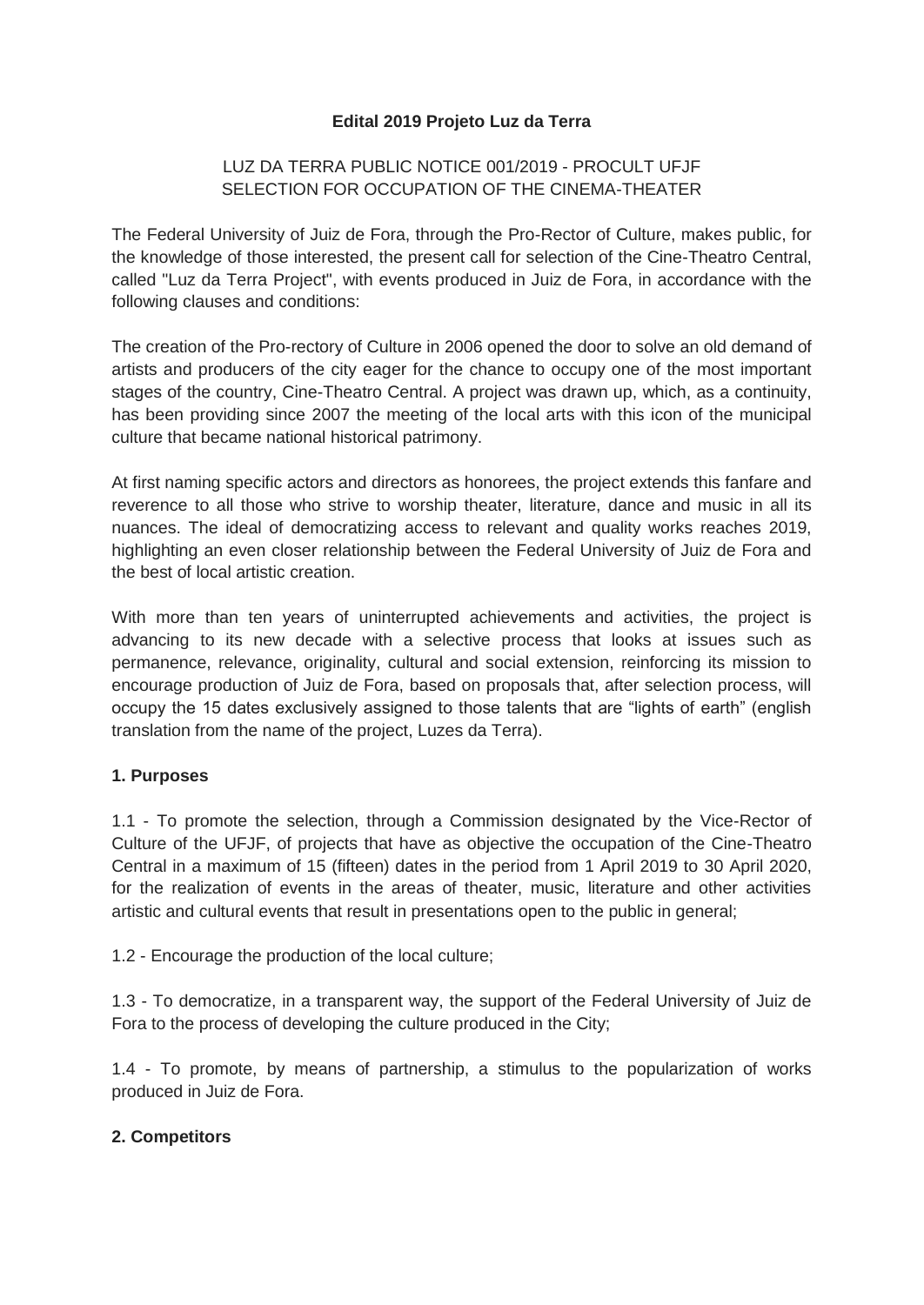**Edital 2019 Projeto Luz da Terra**

LUZ DA TERRA PUBLIC NOTICE 001/2019 - PROCULT UFJF
SELECTION FOR OCCUPATION OF THE CINEMA-THEATER

The Federal University of Juiz de Fora, through the Pro-Rector of Culture, makes public, for the knowledge of those interested, the present call for selection of the Cine-Theatro Central, called "Luz da Terra Project", with events produced in Juiz de Fora, in accordance with the following clauses and conditions:

The creation of the Pro-rectory of Culture in 2006 opened the door to solve an old demand of artists and producers of the city eager for the chance to occupy one of the most important stages of the country, Cine-Theatro Central. A project was drawn up, which, as a continuity, has been providing since 2007 the meeting of the local arts with this icon of the municipal culture that became national historical patrimony.

At first naming specific actors and directors as honorees, the project extends this fanfare and reverence to all those who strive to worship theater, literature, dance and music in all its nuances. The ideal of democratizing access to relevant and quality works reaches 2019, highlighting an even closer relationship between the Federal University of Juiz de Fora and the best of local artistic creation.

With more than ten years of uninterrupted achievements and activities, the project is advancing to its new decade with a selective process that looks at issues such as permanence, relevance, originality, cultural and social extension, reinforcing its mission to encourage production of Juiz de Fora, based on proposals that, after selection process, will occupy the 15 dates exclusively assigned to those talents that are "lights of earth" (english translation from the name of the project, Luzes da Terra).

## 1. Purposes

1.1 - To promote the selection, through a Commission designated by the Vice-Rector of Culture of the UFJF, of projects that have as objective the occupation of the Cine-Theatro Central in a maximum of 15 (fifteen) dates in the period from 1 April 2019 to 30 April 2020, for the realization of events in the areas of theater, music, literature and other activities artistic and cultural events that result in presentations open to the public in general;

1.2 - Encourage the production of the local culture;

1.3 - To democratize, in a transparent way, the support of the Federal University of Juiz de Fora to the process of developing the culture produced in the City;

1.4 - To promote, by means of partnership, a stimulus to the popularization of works produced in Juiz de Fora.

## 2. Competitors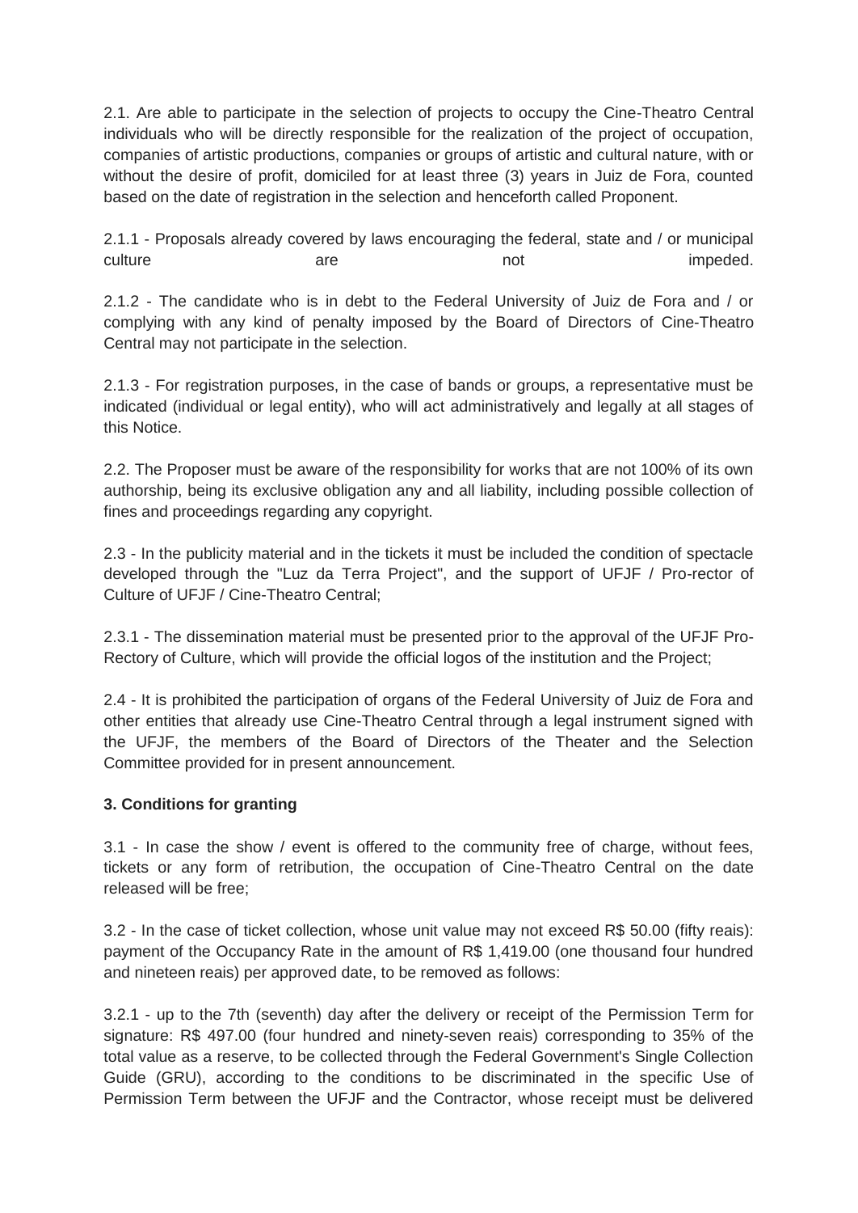2.1. Are able to participate in the selection of projects to occupy the Cine-Theatro Central individuals who will be directly responsible for the realization of the project of occupation, companies of artistic productions, companies or groups of artistic and cultural nature, with or without the desire of profit, domiciled for at least three (3) years in Juiz de Fora, counted based on the date of registration in the selection and henceforth called Proponent.

2.1.1 - Proposals already covered by laws encouraging the federal, state and / or municipal culture are not impeded.

2.1.2 - The candidate who is in debt to the Federal University of Juiz de Fora and / or complying with any kind of penalty imposed by the Board of Directors of Cine-Theatro Central may not participate in the selection.

2.1.3 - For registration purposes, in the case of bands or groups, a representative must be indicated (individual or legal entity), who will act administratively and legally at all stages of this Notice.

2.2. The Proposer must be aware of the responsibility for works that are not 100% of its own authorship, being its exclusive obligation any and all liability, including possible collection of fines and proceedings regarding any copyright.

2.3 - In the publicity material and in the tickets it must be included the condition of spectacle developed through the "Luz da Terra Project", and the support of UFJF / Pro-rector of Culture of UFJF / Cine-Theatro Central;

2.3.1 - The dissemination material must be presented prior to the approval of the UFJF Pro-Rectory of Culture, which will provide the official logos of the institution and the Project;

2.4 - It is prohibited the participation of organs of the Federal University of Juiz de Fora and other entities that already use Cine-Theatro Central through a legal instrument signed with the UFJF, the members of the Board of Directors of the Theater and the Selection Committee provided for in present announcement.

**3. Conditions for granting**

3.1 - In case the show / event is offered to the community free of charge, without fees, tickets or any form of retribution, the occupation of Cine-Theatro Central on the date released will be free;

3.2 - In the case of ticket collection, whose unit value may not exceed R$ 50.00 (fifty reais): payment of the Occupancy Rate in the amount of R$ 1,419.00 (one thousand four hundred and nineteen reais) per approved date, to be removed as follows:

3.2.1 - up to the 7th (seventh) day after the delivery or receipt of the Permission Term for signature: R$ 497.00 (four hundred and ninety-seven reais) corresponding to 35% of the total value as a reserve, to be collected through the Federal Government's Single Collection Guide (GRU), according to the conditions to be discriminated in the specific Use of Permission Term between the UFJF and the Contractor, whose receipt must be delivered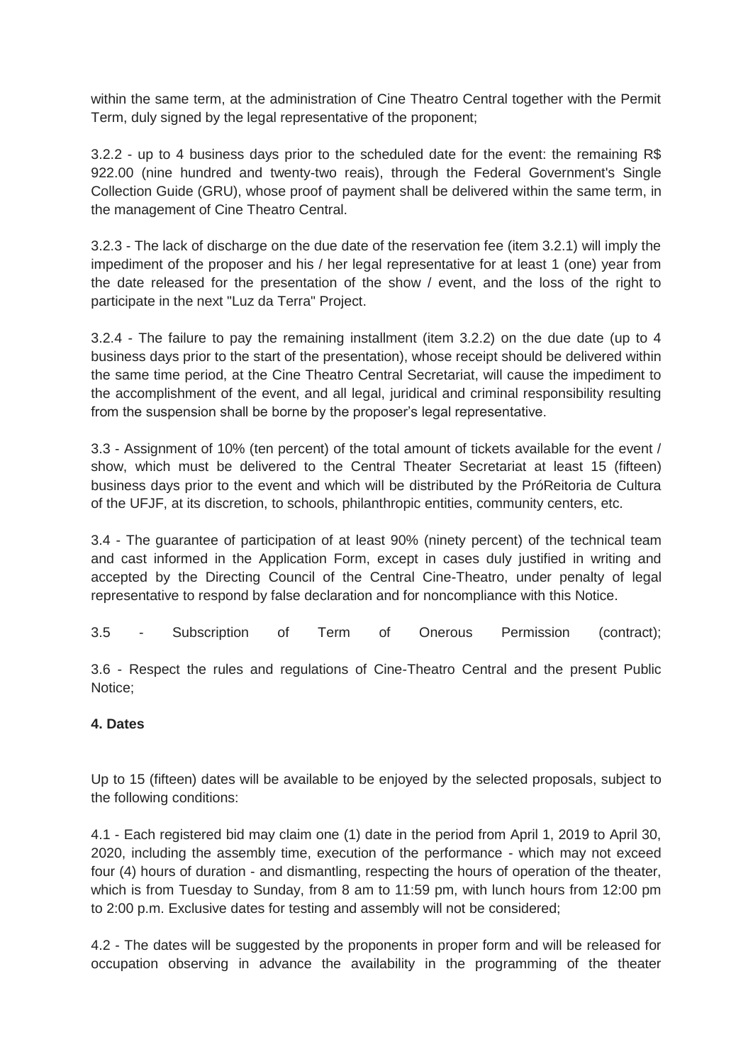within the same term, at the administration of Cine Theatro Central together with the Permit Term, duly signed by the legal representative of the proponent;

3.2.2 - up to 4 business days prior to the scheduled date for the event: the remaining R$ 922.00 (nine hundred and twenty-two reais), through the Federal Government's Single Collection Guide (GRU), whose proof of payment shall be delivered within the same term, in the management of Cine Theatro Central.

3.2.3 - The lack of discharge on the due date of the reservation fee (item 3.2.1) will imply the impediment of the proposer and his / her legal representative for at least 1 (one) year from the date released for the presentation of the show / event, and the loss of the right to participate in the next "Luz da Terra" Project.

3.2.4 - The failure to pay the remaining installment (item 3.2.2) on the due date (up to 4 business days prior to the start of the presentation), whose receipt should be delivered within the same time period, at the Cine Theatro Central Secretariat, will cause the impediment to the accomplishment of the event, and all legal, juridical and criminal responsibility resulting from the suspension shall be borne by the proposer's legal representative.

3.3 - Assignment of 10% (ten percent) of the total amount of tickets available for the event / show, which must be delivered to the Central Theater Secretariat at least 15 (fifteen) business days prior to the event and which will be distributed by the PróReitoria de Cultura of the UFJF, at its discretion, to schools, philanthropic entities, community centers, etc.

3.4 - The guarantee of participation of at least 90% (ninety percent) of the technical team and cast informed in the Application Form, except in cases duly justified in writing and accepted by the Directing Council of the Central Cine-Theatro, under penalty of legal representative to respond by false declaration and for noncompliance with this Notice.

3.5 - Subscription of Term of Onerous Permission (contract);

3.6 - Respect the rules and regulations of Cine-Theatro Central and the present Public Notice;

**4. Dates**

Up to 15 (fifteen) dates will be available to be enjoyed by the selected proposals, subject to the following conditions:

4.1 - Each registered bid may claim one (1) date in the period from April 1, 2019 to April 30, 2020, including the assembly time, execution of the performance - which may not exceed four (4) hours of duration - and dismantling, respecting the hours of operation of the theater, which is from Tuesday to Sunday, from 8 am to 11:59 pm, with lunch hours from 12:00 pm to 2:00 p.m. Exclusive dates for testing and assembly will not be considered;

4.2 - The dates will be suggested by the proponents in proper form and will be released for occupation observing in advance the availability in the programming of the theater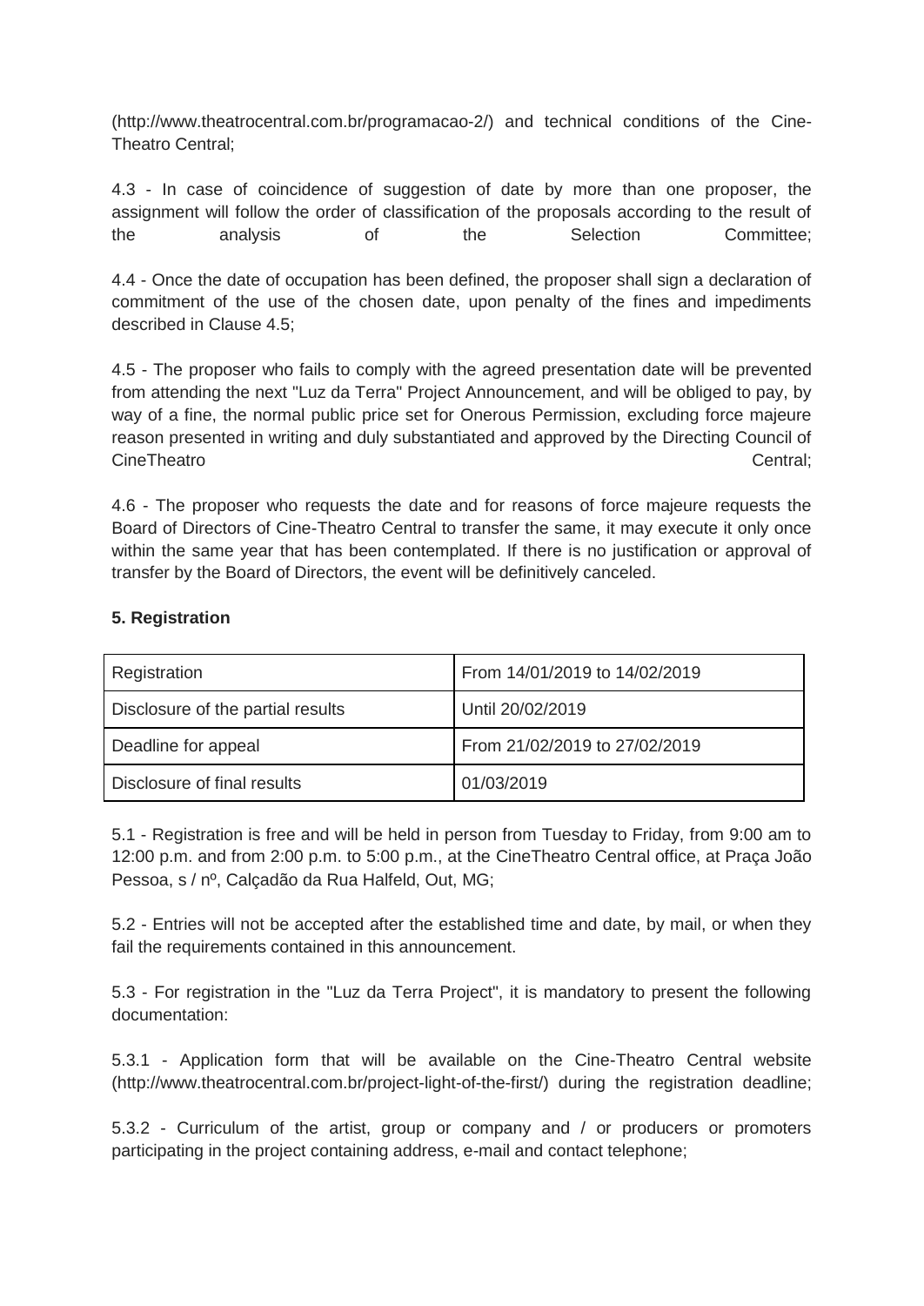(http://www.theatrocentral.com.br/programacao-2/) and technical conditions of the Cine-Theatro Central;

4.3 - In case of coincidence of suggestion of date by more than one proposer, the assignment will follow the order of classification of the proposals according to the result of the analysis of the Selection Committee;

4.4 - Once the date of occupation has been defined, the proposer shall sign a declaration of commitment of the use of the chosen date, upon penalty of the fines and impediments described in Clause 4.5;

4.5 - The proposer who fails to comply with the agreed presentation date will be prevented from attending the next "Luz da Terra" Project Announcement, and will be obliged to pay, by way of a fine, the normal public price set for Onerous Permission, excluding force majeure reason presented in writing and duly substantiated and approved by the Directing Council of CineTheatro Central;

4.6 - The proposer who requests the date and for reasons of force majeure requests the Board of Directors of Cine-Theatro Central to transfer the same, it may execute it only once within the same year that has been contemplated. If there is no justification or approval of transfer by the Board of Directors, the event will be definitively canceled.

**5. Registration**

| Registration | From 14/01/2019 to 14/02/2019 |
|---|---|
| Disclosure of the partial results | Until 20/02/2019 |
| Deadline for appeal | From 21/02/2019 to 27/02/2019 |
| Disclosure of final results | 01/03/2019 |

5.1 - Registration is free and will be held in person from Tuesday to Friday, from 9:00 am to 12:00 p.m. and from 2:00 p.m. to 5:00 p.m., at the CineTheatro Central office, at Praça João Pessoa, s / nº, Calçadão da Rua Halfeld, Out, MG;

5.2 - Entries will not be accepted after the established time and date, by mail, or when they fail the requirements contained in this announcement.

5.3 - For registration in the "Luz da Terra Project", it is mandatory to present the following documentation:

5.3.1 - Application form that will be available on the Cine-Theatro Central website (http://www.theatrocentral.com.br/project-light-of-the-first/) during the registration deadline;

5.3.2 - Curriculum of the artist, group or company and / or producers or promoters participating in the project containing address, e-mail and contact telephone;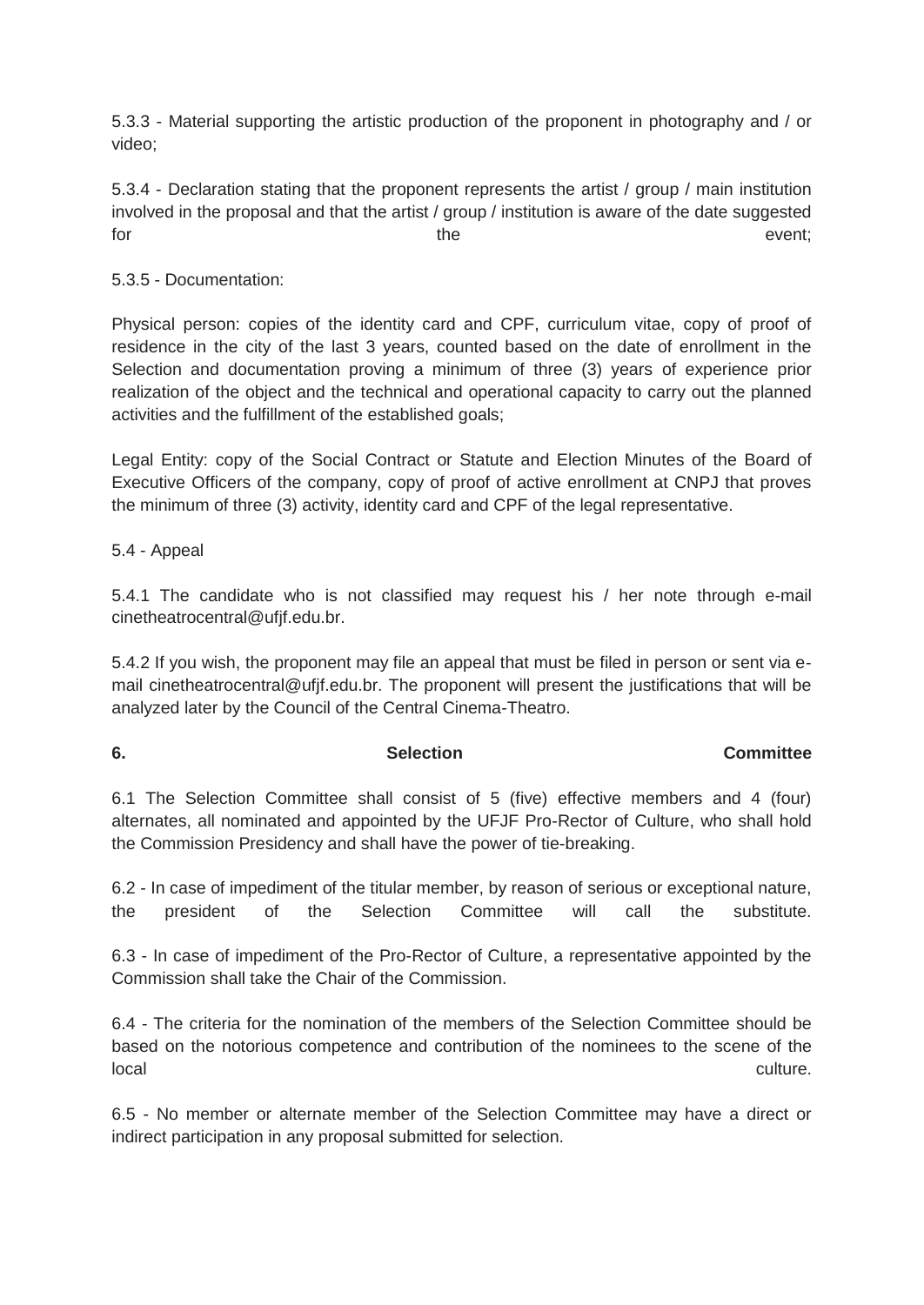5.3.3 - Material supporting the artistic production of the proponent in photography and / or video;

5.3.4 - Declaration stating that the proponent represents the artist / group / main institution involved in the proposal and that the artist / group / institution is aware of the date suggested for the event;

5.3.5 - Documentation:

Physical person: copies of the identity card and CPF, curriculum vitae, copy of proof of residence in the city of the last 3 years, counted based on the date of enrollment in the Selection and documentation proving a minimum of three (3) years of experience prior realization of the object and the technical and operational capacity to carry out the planned activities and the fulfillment of the established goals;

Legal Entity: copy of the Social Contract or Statute and Election Minutes of the Board of Executive Officers of the company, copy of proof of active enrollment at CNPJ that proves the minimum of three (3) activity, identity card and CPF of the legal representative.

5.4 - Appeal

5.4.1 The candidate who is not classified may request his / her note through e-mail cinetheatrocentral@ufjf.edu.br.

5.4.2 If you wish, the proponent may file an appeal that must be filed in person or sent via e-mail cinetheatrocentral@ufjf.edu.br. The proponent will present the justifications that will be analyzed later by the Council of the Central Cinema-Theatro.

## 6. Selection Committee

6.1 The Selection Committee shall consist of 5 (five) effective members and 4 (four) alternates, all nominated and appointed by the UFJF Pro-Rector of Culture, who shall hold the Commission Presidency and shall have the power of tie-breaking.

6.2 - In case of impediment of the titular member, by reason of serious or exceptional nature, the president of the Selection Committee will call the substitute.

6.3 - In case of impediment of the Pro-Rector of Culture, a representative appointed by the Commission shall take the Chair of the Commission.

6.4 - The criteria for the nomination of the members of the Selection Committee should be based on the notorious competence and contribution of the nominees to the scene of the local culture.

6.5 - No member or alternate member of the Selection Committee may have a direct or indirect participation in any proposal submitted for selection.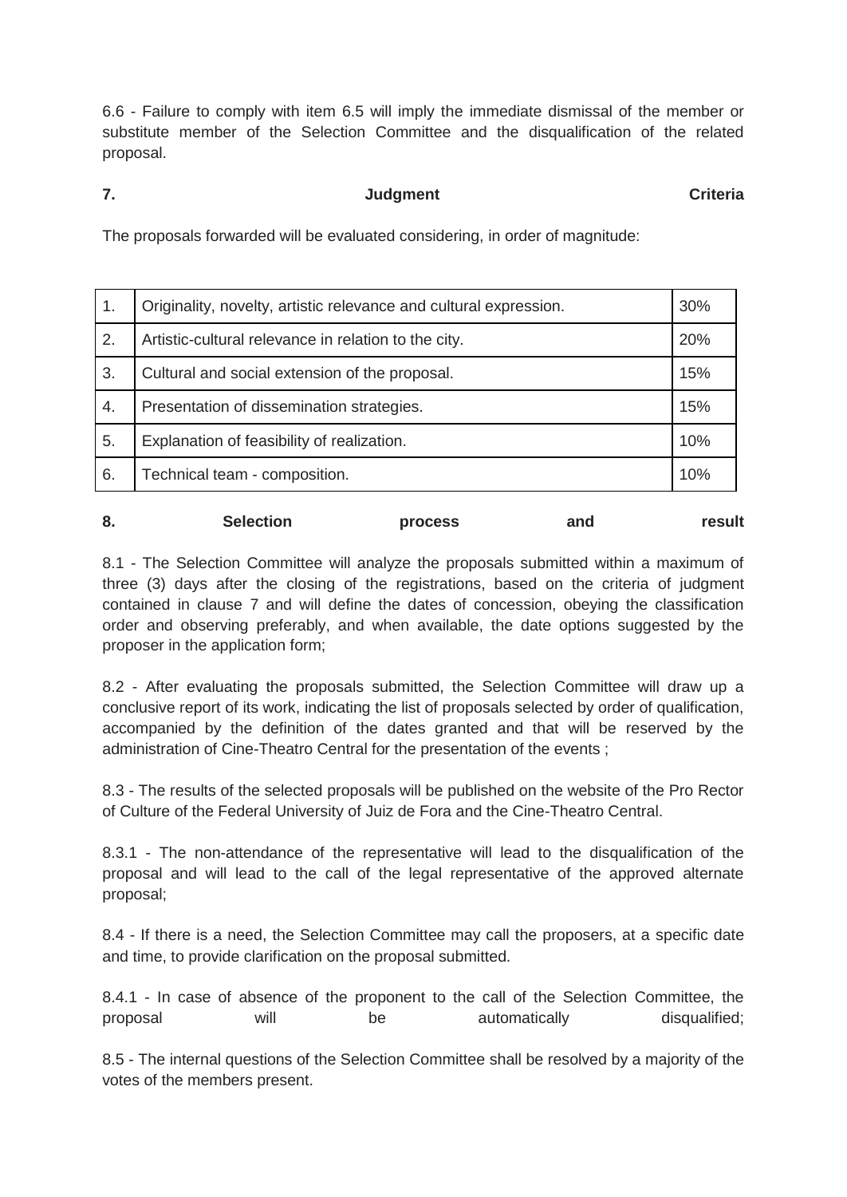6.6 - Failure to comply with item 6.5 will imply the immediate dismissal of the member or substitute member of the Selection Committee and the disqualification of the related proposal.

## 7. Judgment Criteria

The proposals forwarded will be evaluated considering, in order of magnitude:

| | | |
|---|---|---|
| 1. | Originality, novelty, artistic relevance and cultural expression. | 30% |
| 2. | Artistic-cultural relevance in relation to the city. | 20% |
| 3. | Cultural and social extension of the proposal. | 15% |
| 4. | Presentation of dissemination strategies. | 15% |
| 5. | Explanation of feasibility of realization. | 10% |
| 6. | Technical team - composition. | 10% |

## 8. Selection process and result

8.1 - The Selection Committee will analyze the proposals submitted within a maximum of three (3) days after the closing of the registrations, based on the criteria of judgment contained in clause 7 and will define the dates of concession, obeying the classification order and observing preferably, and when available, the date options suggested by the proposer in the application form;

8.2 - After evaluating the proposals submitted, the Selection Committee will draw up a conclusive report of its work, indicating the list of proposals selected by order of qualification, accompanied by the definition of the dates granted and that will be reserved by the administration of Cine-Theatro Central for the presentation of the events ;

8.3 - The results of the selected proposals will be published on the website of the Pro Rector of Culture of the Federal University of Juiz de Fora and the Cine-Theatro Central.

8.3.1 - The non-attendance of the representative will lead to the disqualification of the proposal and will lead to the call of the legal representative of the approved alternate proposal;

8.4 - If there is a need, the Selection Committee may call the proposers, at a specific date and time, to provide clarification on the proposal submitted.

8.4.1 - In case of absence of the proponent to the call of the Selection Committee, the proposal will be automatically disqualified;

8.5 - The internal questions of the Selection Committee shall be resolved by a majority of the votes of the members present.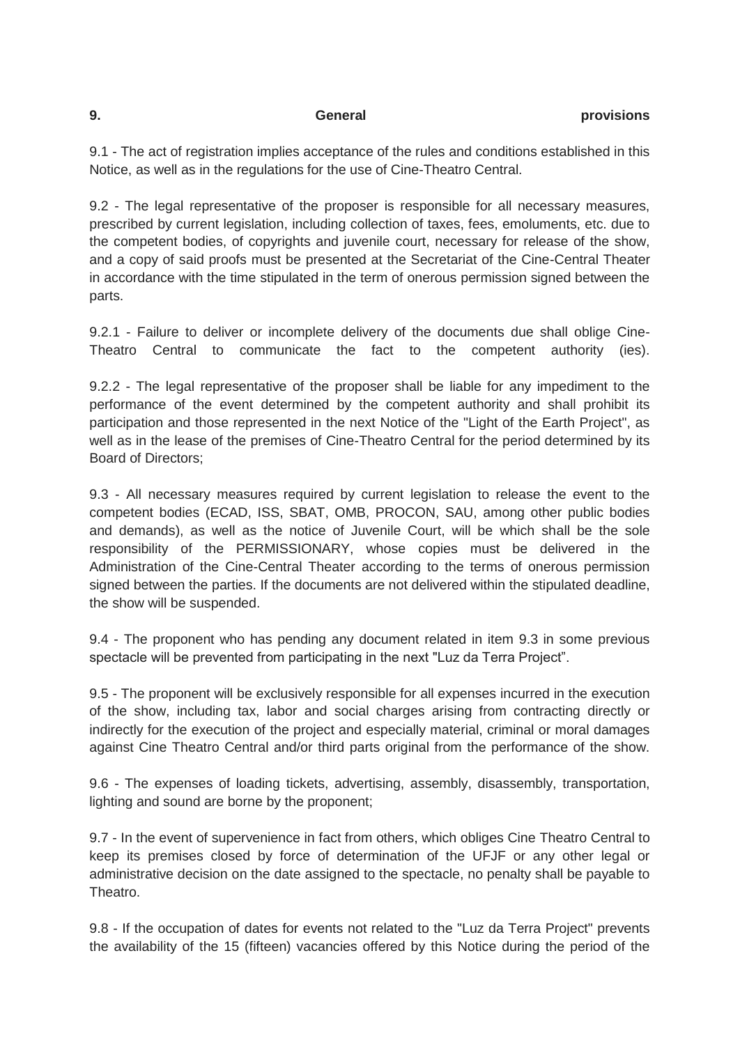## 9. General provisions

9.1 - The act of registration implies acceptance of the rules and conditions established in this Notice, as well as in the regulations for the use of Cine-Theatro Central.

9.2 - The legal representative of the proposer is responsible for all necessary measures, prescribed by current legislation, including collection of taxes, fees, emoluments, etc. due to the competent bodies, of copyrights and juvenile court, necessary for release of the show, and a copy of said proofs must be presented at the Secretariat of the Cine-Central Theater in accordance with the time stipulated in the term of onerous permission signed between the parts.

9.2.1 - Failure to deliver or incomplete delivery of the documents due shall oblige Cine-Theatro Central to communicate the fact to the competent authority (ies).

9.2.2 - The legal representative of the proposer shall be liable for any impediment to the performance of the event determined by the competent authority and shall prohibit its participation and those represented in the next Notice of the "Light of the Earth Project", as well as in the lease of the premises of Cine-Theatro Central for the period determined by its Board of Directors;

9.3 - All necessary measures required by current legislation to release the event to the competent bodies (ECAD, ISS, SBAT, OMB, PROCON, SAU, among other public bodies and demands), as well as the notice of Juvenile Court, will be which shall be the sole responsibility of the PERMISSIONARY, whose copies must be delivered in the Administration of the Cine-Central Theater according to the terms of onerous permission signed between the parties. If the documents are not delivered within the stipulated deadline, the show will be suspended.

9.4 - The proponent who has pending any document related in item 9.3 in some previous spectacle will be prevented from participating in the next "Luz da Terra Project".

9.5 - The proponent will be exclusively responsible for all expenses incurred in the execution of the show, including tax, labor and social charges arising from contracting directly or indirectly for the execution of the project and especially material, criminal or moral damages against Cine Theatro Central and/or third parts original from the performance of the show.

9.6 - The expenses of loading tickets, advertising, assembly, disassembly, transportation, lighting and sound are borne by the proponent;

9.7 - In the event of supervenience in fact from others, which obliges Cine Theatro Central to keep its premises closed by force of determination of the UFJF or any other legal or administrative decision on the date assigned to the spectacle, no penalty shall be payable to Theatro.

9.8 - If the occupation of dates for events not related to the "Luz da Terra Project" prevents the availability of the 15 (fifteen) vacancies offered by this Notice during the period of the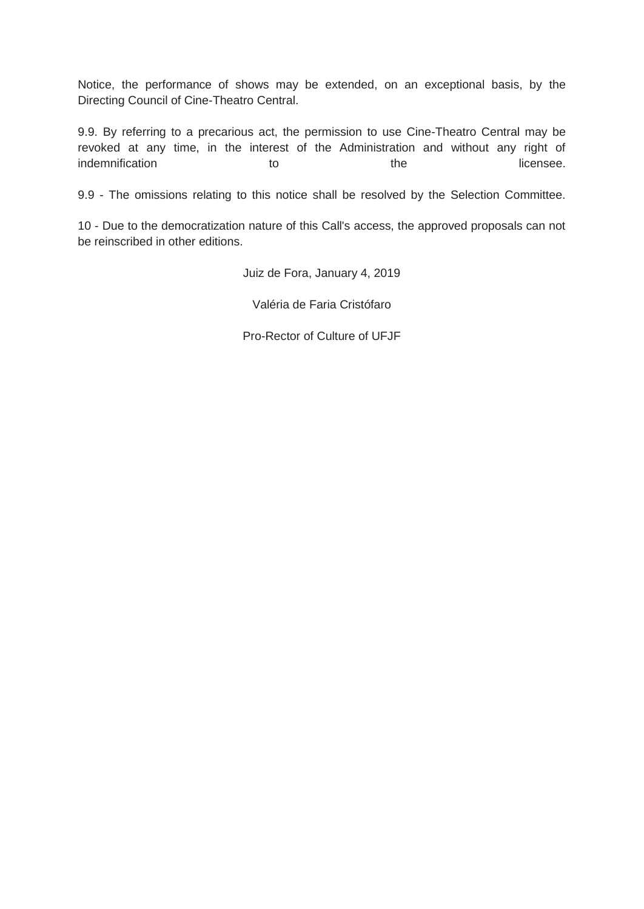Notice, the performance of shows may be extended, on an exceptional basis, by the Directing Council of Cine-Theatro Central.

9.9. By referring to a precarious act, the permission to use Cine-Theatro Central may be revoked at any time, in the interest of the Administration and without any right of indemnification to the licensee.

9.9 - The omissions relating to this notice shall be resolved by the Selection Committee.

10 - Due to the democratization nature of this Call's access, the approved proposals can not be reinscribed in other editions.

Juiz de Fora, January 4, 2019

Valéria de Faria Cristófaro

Pro-Rector of Culture of UFJF